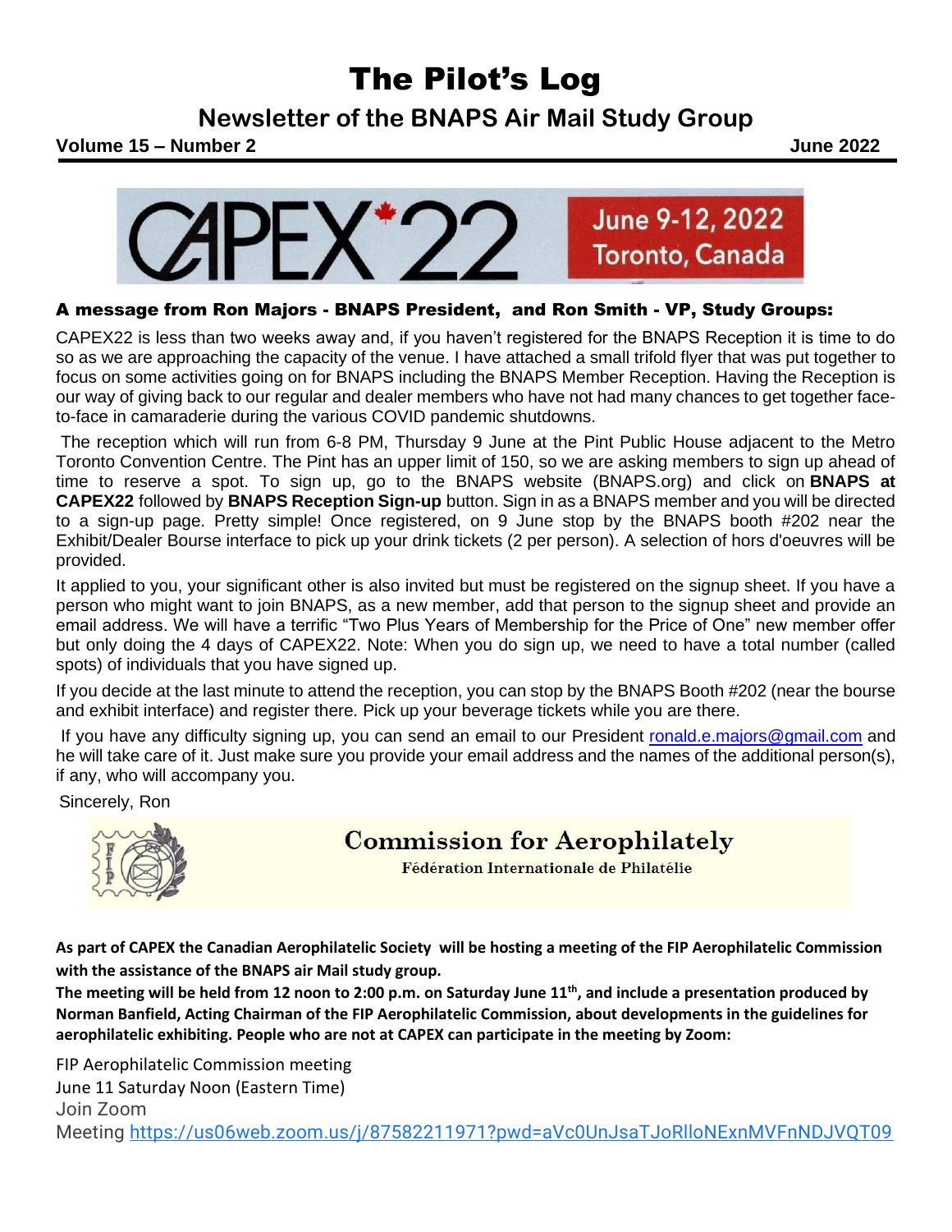# The Pilot's Log

## Newsletter of the BNAPS Air Mail Study Group

**Volume 15 – Number 2** **June 2022**

CAPEX*22 June 9-12, 2022 Toronto, Canada

### A message from Ron Majors - BNAPS President, and Ron Smith - VP, Study Groups:

CAPEX22 is less than two weeks away and, if you haven't registered for the BNAPS Reception it is time to do so as we are approaching the capacity of the venue. I have attached a small trifold flyer that was put together to focus on some activities going on for BNAPS including the BNAPS Member Reception. Having the Reception is our way of giving back to our regular and dealer members who have not had many chances to get together face-to-face in camaraderie during the various COVID pandemic shutdowns.

The reception which will run from 6-8 PM, Thursday 9 June at the Pint Public House adjacent to the Metro Toronto Convention Centre. The Pint has an upper limit of 150, so we are asking members to sign up ahead of time to reserve a spot. To sign up, go to the BNAPS website (BNAPS.org) and click on **BNAPS at CAPEX22** followed by **BNAPS Reception Sign-up** button. Sign in as a BNAPS member and you will be directed to a sign-up page. Pretty simple! Once registered, on 9 June stop by the BNAPS booth #202 near the Exhibit/Dealer Bourse interface to pick up your drink tickets (2 per person). A selection of hors d'oeuvres will be provided.

It applied to you, your significant other is also invited but must be registered on the signup sheet. If you have a person who might want to join BNAPS, as a new member, add that person to the signup sheet and provide an email address. We will have a terrific "Two Plus Years of Membership for the Price of One" new member offer but only doing the 4 days of CAPEX22. Note: When you do sign up, we need to have a total number (called spots) of individuals that you have signed up.

If you decide at the last minute to attend the reception, you can stop by the BNAPS Booth #202 (near the bourse and exhibit interface) and register there. Pick up your beverage tickets while you are there.

If you have any difficulty signing up, you can send an email to our President ronald.e.majors@gmail.com and he will take care of it. Just make sure you provide your email address and the names of the additional person(s), if any, who will accompany you.

Sincerely, Ron

## Commission for Aerophilately

Fédération Internationale de Philatélie

**As part of CAPEX the Canadian Aerophilatelic Society will be hosting a meeting of the FIP Aerophilatelic Commission with the assistance of the BNAPS air Mail study group.**

**The meeting will be held from 12 noon to 2:00 p.m. on Saturday June 11th, and include a presentation produced by Norman Banfield, Acting Chairman of the FIP Aerophilatelic Commission, about developments in the guidelines for aerophilatelic exhibiting. People who are not at CAPEX can participate in the meeting by Zoom:**

FIP Aerophilatelic Commission meeting
June 11 Saturday Noon (Eastern Time)
Join Zoom
Meeting https://us06web.zoom.us/j/87582211971?pwd=aVc0UnJsaTJoRlloNExnMVFnNDJVQT09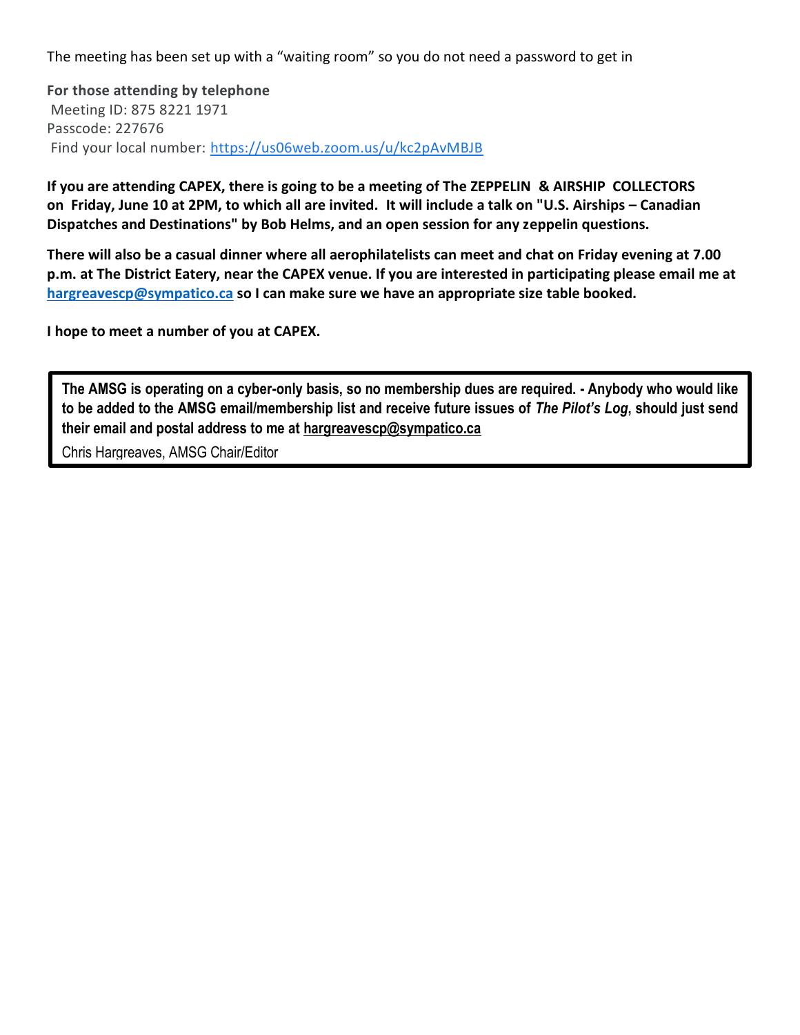The meeting has been set up with a "waiting room" so you do not need a password to get in

**For those attending by telephone**
Meeting ID: 875 8221 1971
Passcode: 227676
Find your local number: https://us06web.zoom.us/u/kc2pAvMBJB

**If you are attending CAPEX, there is going to be a meeting of The ZEPPELIN & AIRSHIP COLLECTORS on Friday, June 10 at 2PM, to which all are invited. It will include a talk on "U.S. Airships – Canadian Dispatches and Destinations" by Bob Helms, and an open session for any zeppelin questions.**

**There will also be a casual dinner where all aerophilatelists can meet and chat on Friday evening at 7.00 p.m. at The District Eatery, near the CAPEX venue. If you are interested in participating please email me at hargreavescp@sympatico.ca so I can make sure we have an appropriate size table booked.**

**I hope to meet a number of you at CAPEX.**

**The AMSG is operating on a cyber-only basis, so no membership dues are required. - Anybody who would like to be added to the AMSG email/membership list and receive future issues of *The Pilot's Log*, should just send their email and postal address to me at hargreavescp@sympatico.ca**

Chris Hargreaves, AMSG Chair/Editor